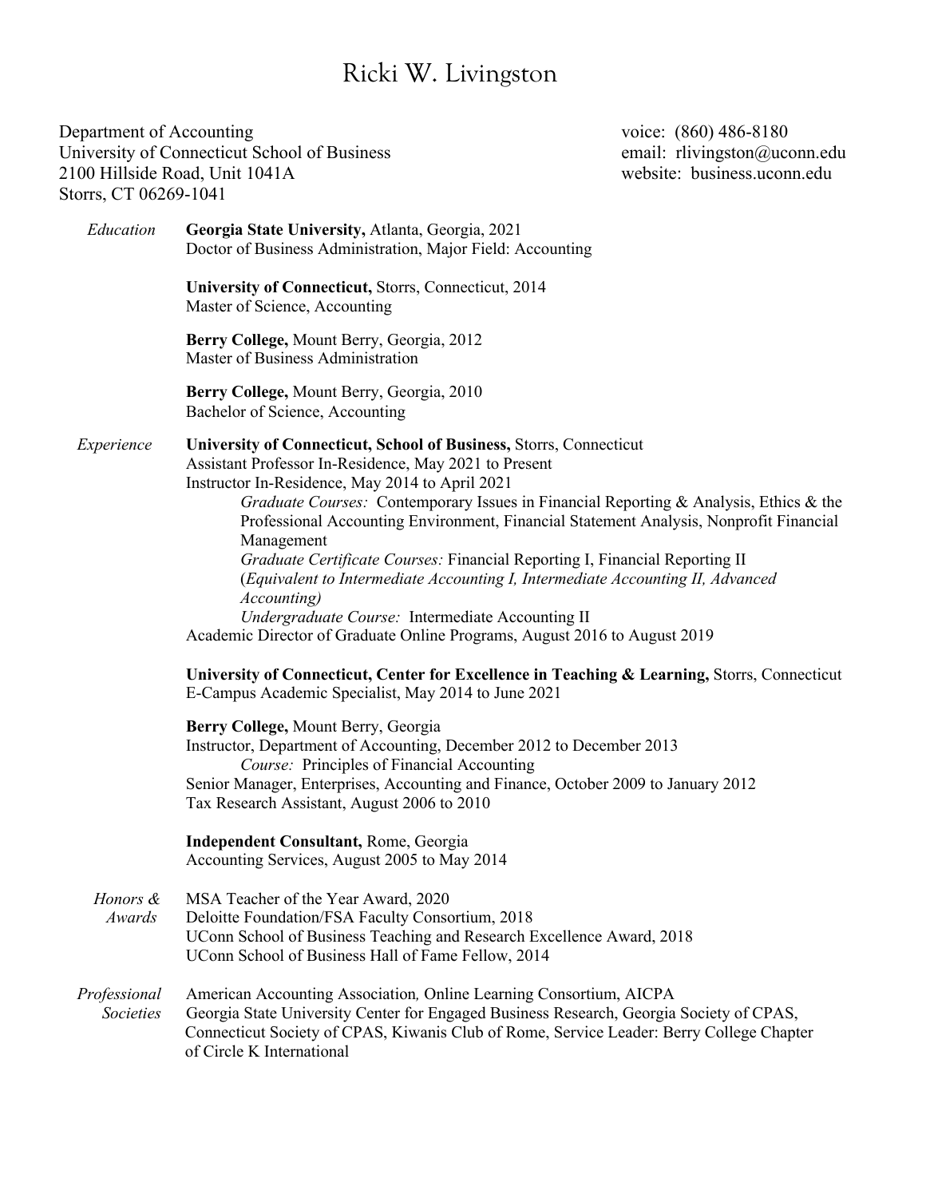# Ricki W. Livingston

Department of Accounting
University of Connecticut School of Business
2100 Hillside Road, Unit 1041A
Storrs, CT 06269-1041

voice: (860) 486-8180
email: rlivingston@uconn.edu
website: business.uconn.edu

## *Education*

**Georgia State University,** Atlanta, Georgia, 2021
Doctor of Business Administration, Major Field: Accounting

**University of Connecticut,** Storrs, Connecticut, 2014
Master of Science, Accounting

**Berry College,** Mount Berry, Georgia, 2012
Master of Business Administration

**Berry College,** Mount Berry, Georgia, 2010
Bachelor of Science, Accounting

## *Experience*

**University of Connecticut, School of Business,** Storrs, Connecticut
Assistant Professor In-Residence, May 2021 to Present
Instructor In-Residence, May 2014 to April 2021

*Graduate Courses:* Contemporary Issues in Financial Reporting & Analysis, Ethics & the Professional Accounting Environment, Financial Statement Analysis, Nonprofit Financial Management

*Graduate Certificate Courses:* Financial Reporting I, Financial Reporting II (*Equivalent to Intermediate Accounting I, Intermediate Accounting II, Advanced Accounting)*

*Undergraduate Course:* Intermediate Accounting II

Academic Director of Graduate Online Programs, August 2016 to August 2019

**University of Connecticut, Center for Excellence in Teaching & Learning,** Storrs, Connecticut
E-Campus Academic Specialist, May 2014 to June 2021

**Berry College,** Mount Berry, Georgia
Instructor, Department of Accounting, December 2012 to December 2013

*Course:* Principles of Financial Accounting

Senior Manager, Enterprises, Accounting and Finance, October 2009 to January 2012
Tax Research Assistant, August 2006 to 2010

**Independent Consultant,** Rome, Georgia
Accounting Services, August 2005 to May 2014

## *Honors & Awards*

MSA Teacher of the Year Award, 2020
Deloitte Foundation/FSA Faculty Consortium, 2018
UConn School of Business Teaching and Research Excellence Award, 2018
UConn School of Business Hall of Fame Fellow, 2014

## *Professional Societies*

American Accounting Association, Online Learning Consortium, AICPA
Georgia State University Center for Engaged Business Research, Georgia Society of CPAS, Connecticut Society of CPAS, Kiwanis Club of Rome, Service Leader: Berry College Chapter of Circle K International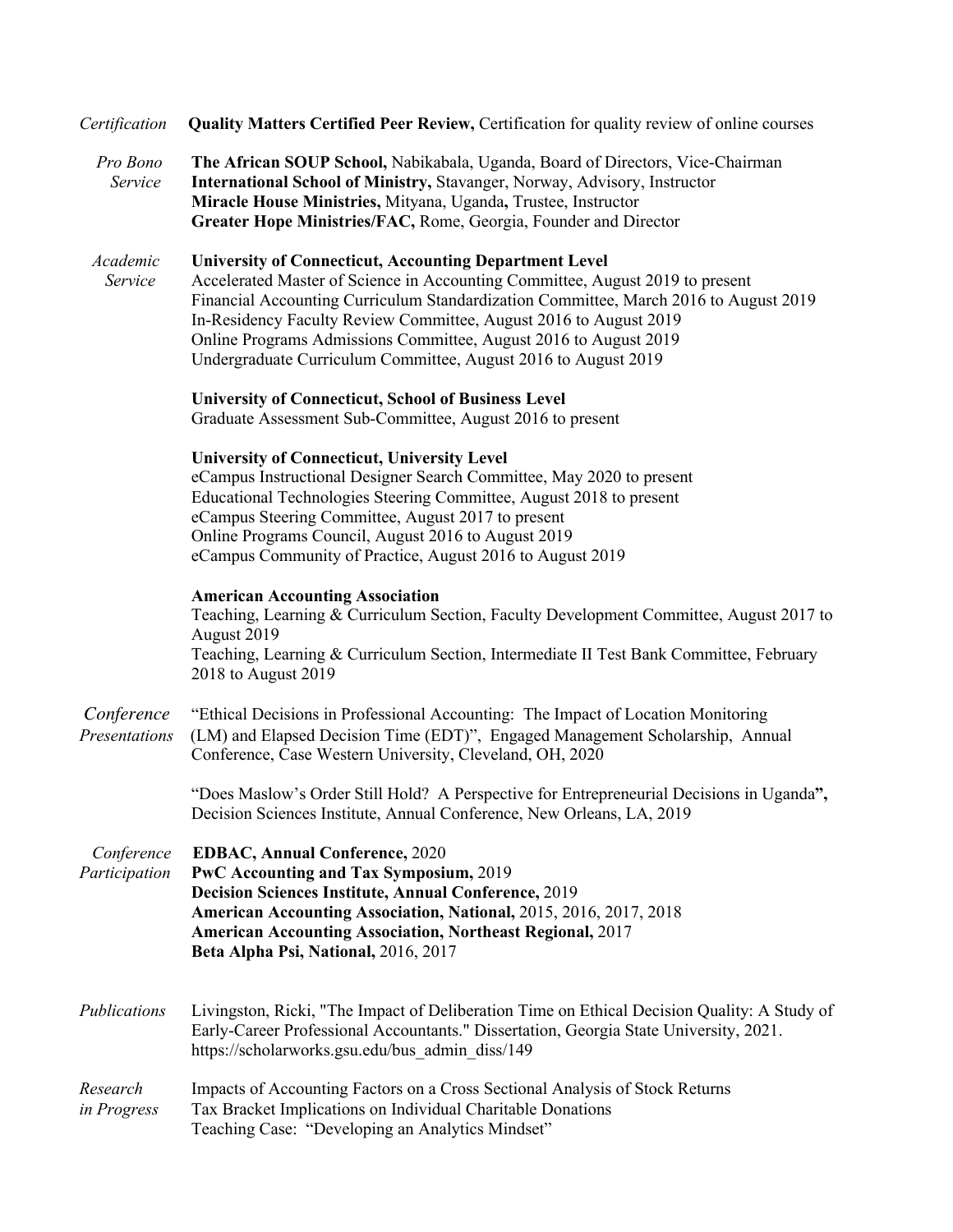*Certification* **Quality Matters Certified Peer Review,** Certification for quality review of online courses

*Pro Bono Service*

**The African SOUP School,** Nabikabala, Uganda, Board of Directors, Vice-Chairman
**International School of Ministry,** Stavanger, Norway, Advisory, Instructor
**Miracle House Ministries,** Mityana, Uganda**,** Trustee, Instructor
**Greater Hope Ministries/FAC,** Rome, Georgia, Founder and Director

*Academic Service*

**University of Connecticut, Accounting Department Level**
Accelerated Master of Science in Accounting Committee, August 2019 to present
Financial Accounting Curriculum Standardization Committee, March 2016 to August 2019
In-Residency Faculty Review Committee, August 2016 to August 2019
Online Programs Admissions Committee, August 2016 to August 2019
Undergraduate Curriculum Committee, August 2016 to August 2019

**University of Connecticut, School of Business Level**
Graduate Assessment Sub-Committee, August 2016 to present

**University of Connecticut, University Level**
eCampus Instructional Designer Search Committee, May 2020 to present
Educational Technologies Steering Committee, August 2018 to present
eCampus Steering Committee, August 2017 to present
Online Programs Council, August 2016 to August 2019
eCampus Community of Practice, August 2016 to August 2019

**American Accounting Association**
Teaching, Learning & Curriculum Section, Faculty Development Committee, August 2017 to August 2019
Teaching, Learning & Curriculum Section, Intermediate II Test Bank Committee, February 2018 to August 2019

*Conference Presentations*

"Ethical Decisions in Professional Accounting: The Impact of Location Monitoring (LM) and Elapsed Decision Time (EDT)", Engaged Management Scholarship, Annual Conference, Case Western University, Cleveland, OH, 2020

"Does Maslow's Order Still Hold? A Perspective for Entrepreneurial Decisions in Uganda**",** Decision Sciences Institute, Annual Conference, New Orleans, LA, 2019

*Conference Participation*

**EDBAC, Annual Conference,** 2020
**PwC Accounting and Tax Symposium,** 2019
**Decision Sciences Institute, Annual Conference,** 2019
**American Accounting Association, National,** 2015, 2016, 2017, 2018
**American Accounting Association, Northeast Regional,** 2017
**Beta Alpha Psi, National,** 2016, 2017

*Publications*

Livingston, Ricki, "The Impact of Deliberation Time on Ethical Decision Quality: A Study of Early-Career Professional Accountants." Dissertation, Georgia State University, 2021. https://scholarworks.gsu.edu/bus_admin_diss/149

*Research in Progress*

Impacts of Accounting Factors on a Cross Sectional Analysis of Stock Returns
Tax Bracket Implications on Individual Charitable Donations
Teaching Case: "Developing an Analytics Mindset"